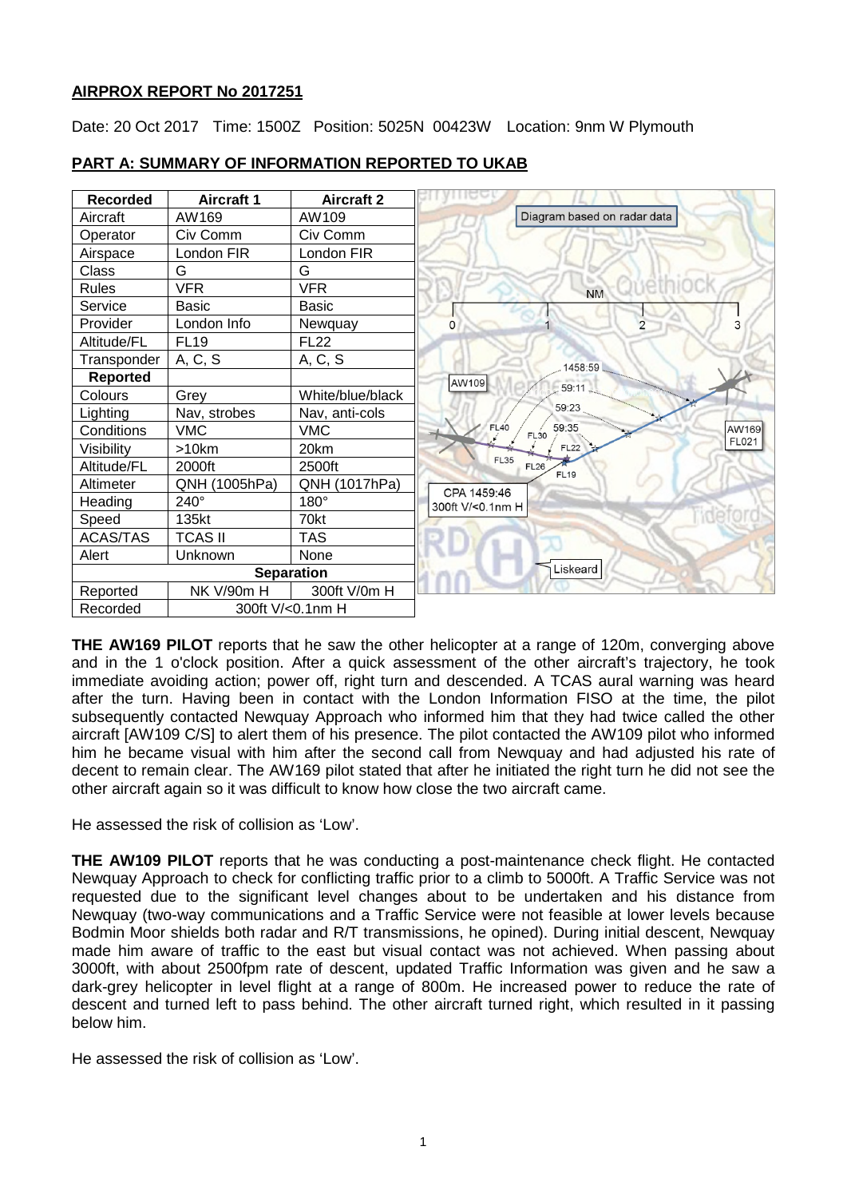**AIRPROX REPORT No 2017251**

Date: 20 Oct 2017 Time: 1500Z Position: 5025N 00423W Location: 9nm W Plymouth

**PART A: SUMMARY OF INFORMATION REPORTED TO UKAB**

| Recorded | Aircraft 1 | Aircraft 2 |
|---|---|---|
| Aircraft | AW169 | AW109 |
| Operator | Civ Comm | Civ Comm |
| Airspace | London FIR | London FIR |
| Class | G | G |
| Rules | VFR | VFR |
| Service | Basic | Basic |
| Provider | London Info | Newquay |
| Altitude/FL | FL19 | FL22 |
| Transponder | A, C, S | A, C, S |
| **Reported** | | |
| Colours | Grey | White/blue/black |
| Lighting | Nav, strobes | Nav, anti-cols |
| Conditions | VMC | VMC |
| Visibility | >10km | 20km |
| Altitude/FL | 2000ft | 2500ft |
| Altimeter | QNH (1005hPa) | QNH (1017hPa) |
| Heading | 240° | 180° |
| Speed | 135kt | 70kt |
| ACAS/TAS | TCAS II | TAS |
| Alert | Unknown | None |
| **Separation** | | |
| Reported | NK V/90m H | 300ft V/0m H |
| Recorded | 300ft V/<0.1nm H | |

**THE AW169 PILOT** reports that he saw the other helicopter at a range of 120m, converging above and in the 1 o'clock position. After a quick assessment of the other aircraft's trajectory, he took immediate avoiding action; power off, right turn and descended. A TCAS aural warning was heard after the turn. Having been in contact with the London Information FISO at the time, the pilot subsequently contacted Newquay Approach who informed him that they had twice called the other aircraft [AW109 C/S] to alert them of his presence. The pilot contacted the AW109 pilot who informed him he became visual with him after the second call from Newquay and had adjusted his rate of decent to remain clear. The AW169 pilot stated that after he initiated the right turn he did not see the other aircraft again so it was difficult to know how close the two aircraft came.

He assessed the risk of collision as 'Low'.

**THE AW109 PILOT** reports that he was conducting a post-maintenance check flight. He contacted Newquay Approach to check for conflicting traffic prior to a climb to 5000ft. A Traffic Service was not requested due to the significant level changes about to be undertaken and his distance from Newquay (two-way communications and a Traffic Service were not feasible at lower levels because Bodmin Moor shields both radar and R/T transmissions, he opined). During initial descent, Newquay made him aware of traffic to the east but visual contact was not achieved. When passing about 3000ft, with about 2500fpm rate of descent, updated Traffic Information was given and he saw a dark-grey helicopter in level flight at a range of 800m. He increased power to reduce the rate of descent and turned left to pass behind. The other aircraft turned right, which resulted in it passing below him.

He assessed the risk of collision as 'Low'.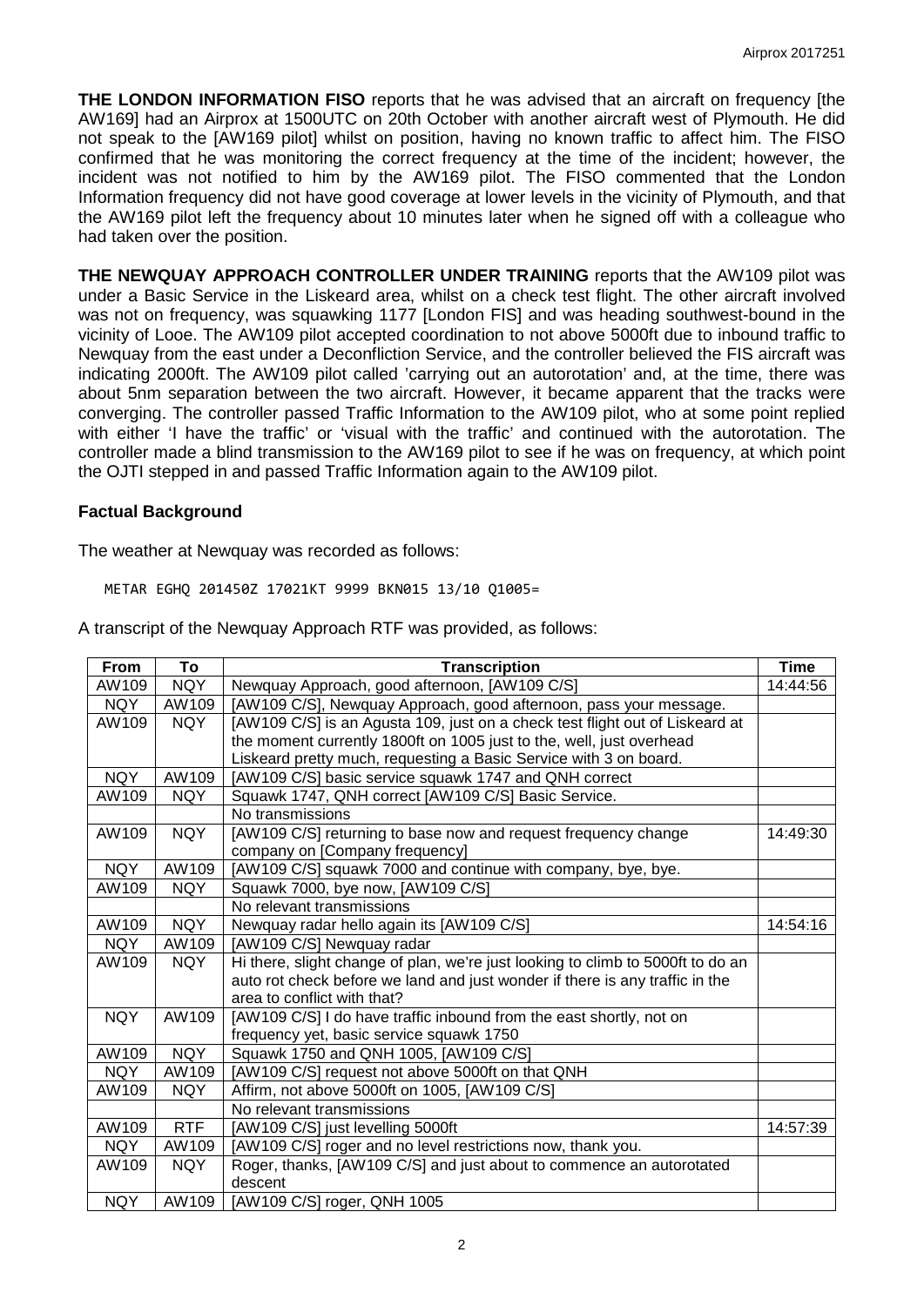**THE LONDON INFORMATION FISO** reports that he was advised that an aircraft on frequency [the AW169] had an Airprox at 1500UTC on 20th October with another aircraft west of Plymouth. He did not speak to the [AW169 pilot] whilst on position, having no known traffic to affect him. The FISO confirmed that he was monitoring the correct frequency at the time of the incident; however, the incident was not notified to him by the AW169 pilot. The FISO commented that the London Information frequency did not have good coverage at lower levels in the vicinity of Plymouth, and that the AW169 pilot left the frequency about 10 minutes later when he signed off with a colleague who had taken over the position.

**THE NEWQUAY APPROACH CONTROLLER UNDER TRAINING** reports that the AW109 pilot was under a Basic Service in the Liskeard area, whilst on a check test flight. The other aircraft involved was not on frequency, was squawking 1177 [London FIS] and was heading southwest-bound in the vicinity of Looe. The AW109 pilot accepted coordination to not above 5000ft due to inbound traffic to Newquay from the east under a Deconfliction Service, and the controller believed the FIS aircraft was indicating 2000ft. The AW109 pilot called 'carrying out an autorotation' and, at the time, there was about 5nm separation between the two aircraft. However, it became apparent that the tracks were converging. The controller passed Traffic Information to the AW109 pilot, who at some point replied with either 'I have the traffic' or 'visual with the traffic' and continued with the autorotation. The controller made a blind transmission to the AW169 pilot to see if he was on frequency, at which point the OJTI stepped in and passed Traffic Information again to the AW109 pilot.

## Factual Background

The weather at Newquay was recorded as follows:

```
METAR EGHQ 201450Z 17021KT 9999 BKN015 13/10 Q1005=
```

A transcript of the Newquay Approach RTF was provided, as follows:

| From | To | Transcription | Time |
|---|---|---|---|
| AW109 | NQY | Newquay Approach, good afternoon, [AW109 C/S] | 14:44:56 |
| NQY | AW109 | [AW109 C/S], Newquay Approach, good afternoon, pass your message. | |
| AW109 | NQY | [AW109 C/S] is an Agusta 109, just on a check test flight out of Liskeard at the moment currently 1800ft on 1005 just to the, well, just overhead Liskeard pretty much, requesting a Basic Service with 3 on board. | |
| NQY | AW109 | [AW109 C/S] basic service squawk 1747 and QNH correct | |
| AW109 | NQY | Squawk 1747, QNH correct [AW109 C/S] Basic Service. | |
| | | No transmissions | |
| AW109 | NQY | [AW109 C/S] returning to base now and request frequency change company on [Company frequency] | 14:49:30 |
| NQY | AW109 | [AW109 C/S] squawk 7000 and continue with company, bye, bye. | |
| AW109 | NQY | Squawk 7000, bye now, [AW109 C/S] | |
| | | No relevant transmissions | |
| AW109 | NQY | Newquay radar hello again its [AW109 C/S] | 14:54:16 |
| NQY | AW109 | [AW109 C/S] Newquay radar | |
| AW109 | NQY | Hi there, slight change of plan, we're just looking to climb to 5000ft to do an auto rot check before we land and just wonder if there is any traffic in the area to conflict with that? | |
| NQY | AW109 | [AW109 C/S] I do have traffic inbound from the east shortly, not on frequency yet, basic service squawk 1750 | |
| AW109 | NQY | Squawk 1750 and QNH 1005, [AW109 C/S] | |
| NQY | AW109 | [AW109 C/S] request not above 5000ft on that QNH | |
| AW109 | NQY | Affirm, not above 5000ft on 1005, [AW109 C/S] | |
| | | No relevant transmissions | |
| AW109 | RTF | [AW109 C/S] just levelling 5000ft | 14:57:39 |
| NQY | AW109 | [AW109 C/S] roger and no level restrictions now, thank you. | |
| AW109 | NQY | Roger, thanks, [AW109 C/S] and just about to commence an autorotated descent | |
| NQY | AW109 | [AW109 C/S] roger, QNH 1005 | |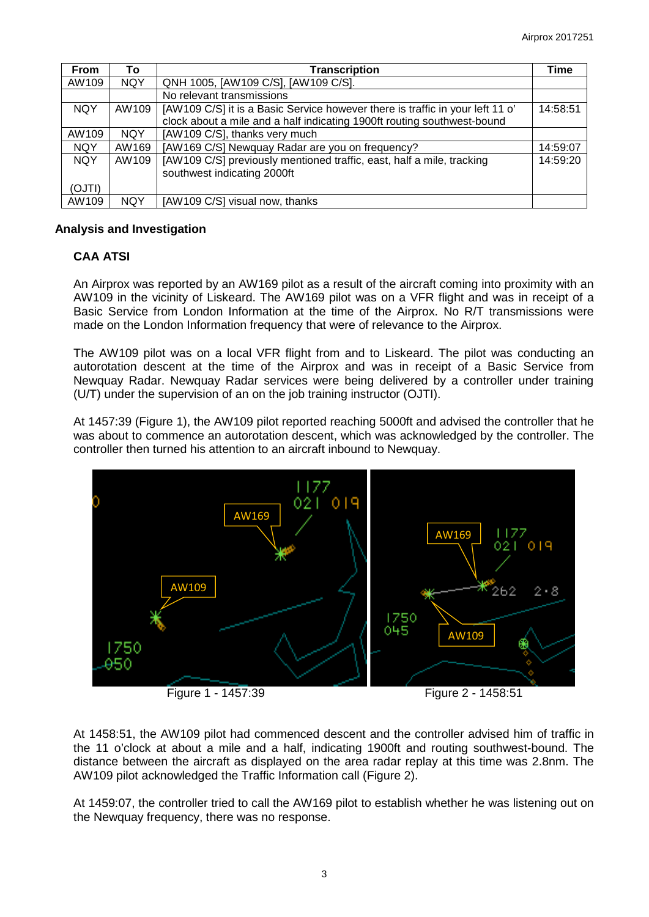| From | To | Transcription | Time |
|---|---|---|---|
| AW109 | NQY | QNH 1005, [AW109 C/S], [AW109 C/S]. | |
| | | No relevant transmissions | |
| NQY | AW109 | [AW109 C/S] it is a Basic Service however there is traffic in your left 11 o' clock about a mile and a half indicating 1900ft routing southwest-bound | 14:58:51 |
| AW109 | NQY | [AW109 C/S], thanks very much | |
| NQY | AW169 | [AW169 C/S] Newquay Radar are you on frequency? | 14:59:07 |
| NQY (OJTI) | AW109 | [AW109 C/S] previously mentioned traffic, east, half a mile, tracking southwest indicating 2000ft | 14:59:20 |
| AW109 | NQY | [AW109 C/S] visual now, thanks | |

## Analysis and Investigation

### CAA ATSI

An Airprox was reported by an AW169 pilot as a result of the aircraft coming into proximity with an AW109 in the vicinity of Liskeard. The AW169 pilot was on a VFR flight and was in receipt of a Basic Service from London Information at the time of the Airprox. No R/T transmissions were made on the London Information frequency that were of relevance to the Airprox.

The AW109 pilot was on a local VFR flight from and to Liskeard. The pilot was conducting an autorotation descent at the time of the Airprox and was in receipt of a Basic Service from Newquay Radar. Newquay Radar services were being delivered by a controller under training (U/T) under the supervision of an on the job training instructor (OJTI).

At 1457:39 (Figure 1), the AW109 pilot reported reaching 5000ft and advised the controller that he was about to commence an autorotation descent, which was acknowledged by the controller. The controller then turned his attention to an aircraft inbound to Newquay.

Figure 1 - 1457:39

Figure 2 - 1458:51

At 1458:51, the AW109 pilot had commenced descent and the controller advised him of traffic in the 11 o'clock at about a mile and a half, indicating 1900ft and routing southwest-bound. The distance between the aircraft as displayed on the area radar replay at this time was 2.8nm. The AW109 pilot acknowledged the Traffic Information call (Figure 2).

At 1459:07, the controller tried to call the AW169 pilot to establish whether he was listening out on the Newquay frequency, there was no response.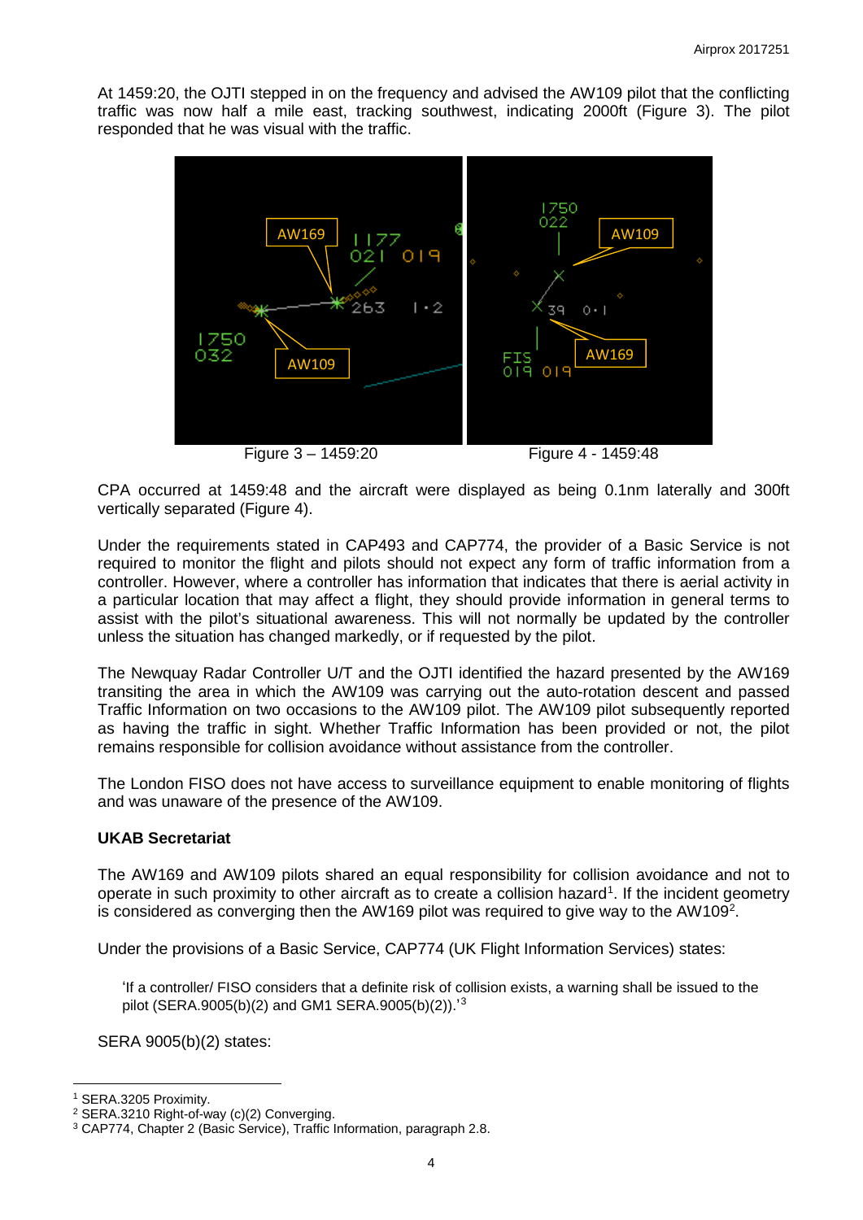At 1459:20, the OJTI stepped in on the frequency and advised the AW109 pilot that the conflicting traffic was now half a mile east, tracking southwest, indicating 2000ft (Figure 3). The pilot responded that he was visual with the traffic.

Figure 3 – 1459:20　　　　Figure 4 - 1459:48

CPA occurred at 1459:48 and the aircraft were displayed as being 0.1nm laterally and 300ft vertically separated (Figure 4).

Under the requirements stated in CAP493 and CAP774, the provider of a Basic Service is not required to monitor the flight and pilots should not expect any form of traffic information from a controller. However, where a controller has information that indicates that there is aerial activity in a particular location that may affect a flight, they should provide information in general terms to assist with the pilot's situational awareness. This will not normally be updated by the controller unless the situation has changed markedly, or if requested by the pilot.

The Newquay Radar Controller U/T and the OJTI identified the hazard presented by the AW169 transiting the area in which the AW109 was carrying out the auto-rotation descent and passed Traffic Information on two occasions to the AW109 pilot. The AW109 pilot subsequently reported as having the traffic in sight. Whether Traffic Information has been provided or not, the pilot remains responsible for collision avoidance without assistance from the controller.

The London FISO does not have access to surveillance equipment to enable monitoring of flights and was unaware of the presence of the AW109.

**UKAB Secretariat**

The AW169 and AW109 pilots shared an equal responsibility for collision avoidance and not to operate in such proximity to other aircraft as to create a collision hazard[1]. If the incident geometry is considered as converging then the AW169 pilot was required to give way to the AW109[2].

Under the provisions of a Basic Service, CAP774 (UK Flight Information Services) states:

> 'If a controller/ FISO considers that a definite risk of collision exists, a warning shall be issued to the pilot (SERA.9005(b)(2) and GM1 SERA.9005(b)(2)).'[3]

SERA 9005(b)(2) states:

---

[1] SERA.3205 Proximity.

[2] SERA.3210 Right-of-way (c)(2) Converging.

[3] CAP774, Chapter 2 (Basic Service), Traffic Information, paragraph 2.8.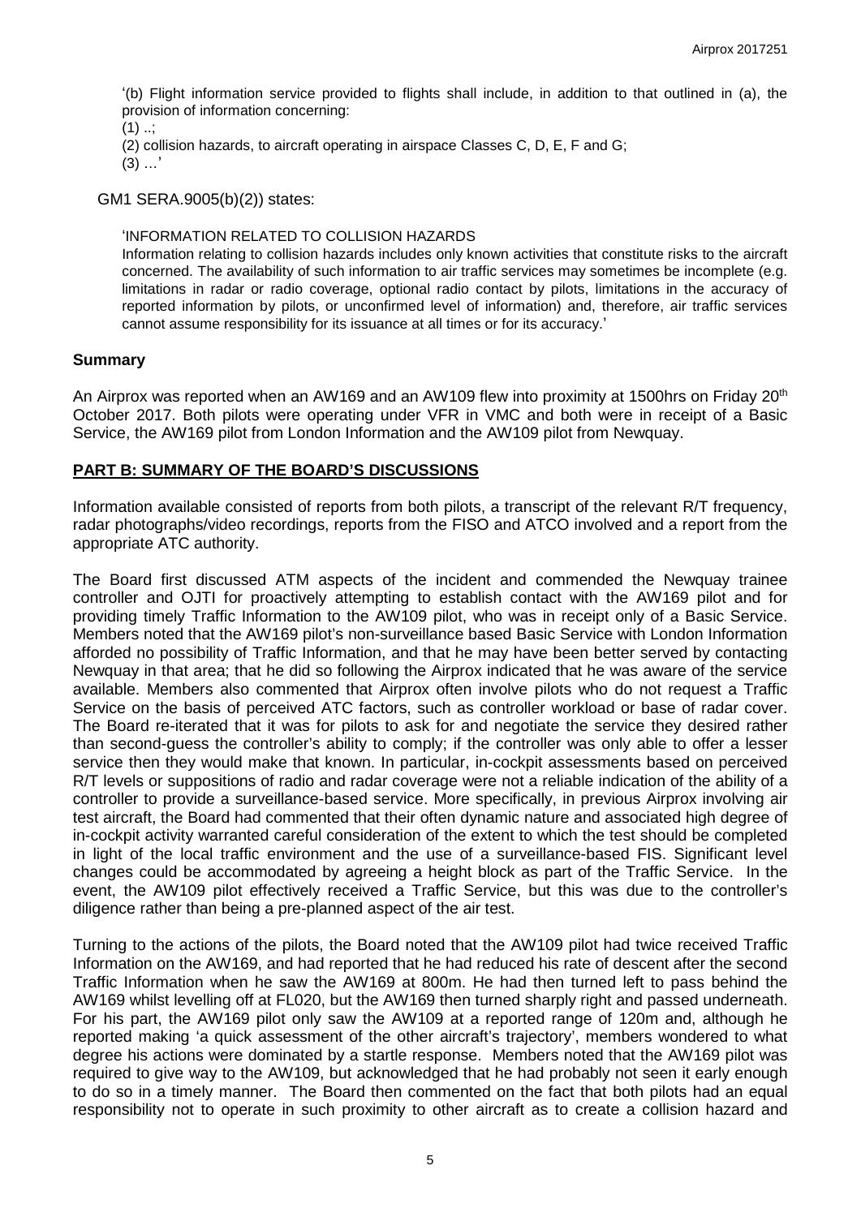'(b) Flight information service provided to flights shall include, in addition to that outlined in (a), the provision of information concerning:

(1) ..;

(2) collision hazards, to aircraft operating in airspace Classes C, D, E, F and G;

(3) …'

GM1 SERA.9005(b)(2)) states:

'INFORMATION RELATED TO COLLISION HAZARDS

Information relating to collision hazards includes only known activities that constitute risks to the aircraft concerned. The availability of such information to air traffic services may sometimes be incomplete (e.g. limitations in radar or radio coverage, optional radio contact by pilots, limitations in the accuracy of reported information by pilots, or unconfirmed level of information) and, therefore, air traffic services cannot assume responsibility for its issuance at all times or for its accuracy.'

## Summary

An Airprox was reported when an AW169 and an AW109 flew into proximity at 1500hrs on Friday 20th October 2017. Both pilots were operating under VFR in VMC and both were in receipt of a Basic Service, the AW169 pilot from London Information and the AW109 pilot from Newquay.

## PART B: SUMMARY OF THE BOARD'S DISCUSSIONS

Information available consisted of reports from both pilots, a transcript of the relevant R/T frequency, radar photographs/video recordings, reports from the FISO and ATCO involved and a report from the appropriate ATC authority.

The Board first discussed ATM aspects of the incident and commended the Newquay trainee controller and OJTI for proactively attempting to establish contact with the AW169 pilot and for providing timely Traffic Information to the AW109 pilot, who was in receipt only of a Basic Service. Members noted that the AW169 pilot's non-surveillance based Basic Service with London Information afforded no possibility of Traffic Information, and that he may have been better served by contacting Newquay in that area; that he did so following the Airprox indicated that he was aware of the service available. Members also commented that Airprox often involve pilots who do not request a Traffic Service on the basis of perceived ATC factors, such as controller workload or base of radar cover. The Board re-iterated that it was for pilots to ask for and negotiate the service they desired rather than second-guess the controller's ability to comply; if the controller was only able to offer a lesser service then they would make that known. In particular, in-cockpit assessments based on perceived R/T levels or suppositions of radio and radar coverage were not a reliable indication of the ability of a controller to provide a surveillance-based service. More specifically, in previous Airprox involving air test aircraft, the Board had commented that their often dynamic nature and associated high degree of in-cockpit activity warranted careful consideration of the extent to which the test should be completed in light of the local traffic environment and the use of a surveillance-based FIS. Significant level changes could be accommodated by agreeing a height block as part of the Traffic Service. In the event, the AW109 pilot effectively received a Traffic Service, but this was due to the controller's diligence rather than being a pre-planned aspect of the air test.

Turning to the actions of the pilots, the Board noted that the AW109 pilot had twice received Traffic Information on the AW169, and had reported that he had reduced his rate of descent after the second Traffic Information when he saw the AW169 at 800m. He had then turned left to pass behind the AW169 whilst levelling off at FL020, but the AW169 then turned sharply right and passed underneath. For his part, the AW169 pilot only saw the AW109 at a reported range of 120m and, although he reported making 'a quick assessment of the other aircraft's trajectory', members wondered to what degree his actions were dominated by a startle response. Members noted that the AW169 pilot was required to give way to the AW109, but acknowledged that he had probably not seen it early enough to do so in a timely manner. The Board then commented on the fact that both pilots had an equal responsibility not to operate in such proximity to other aircraft as to create a collision hazard and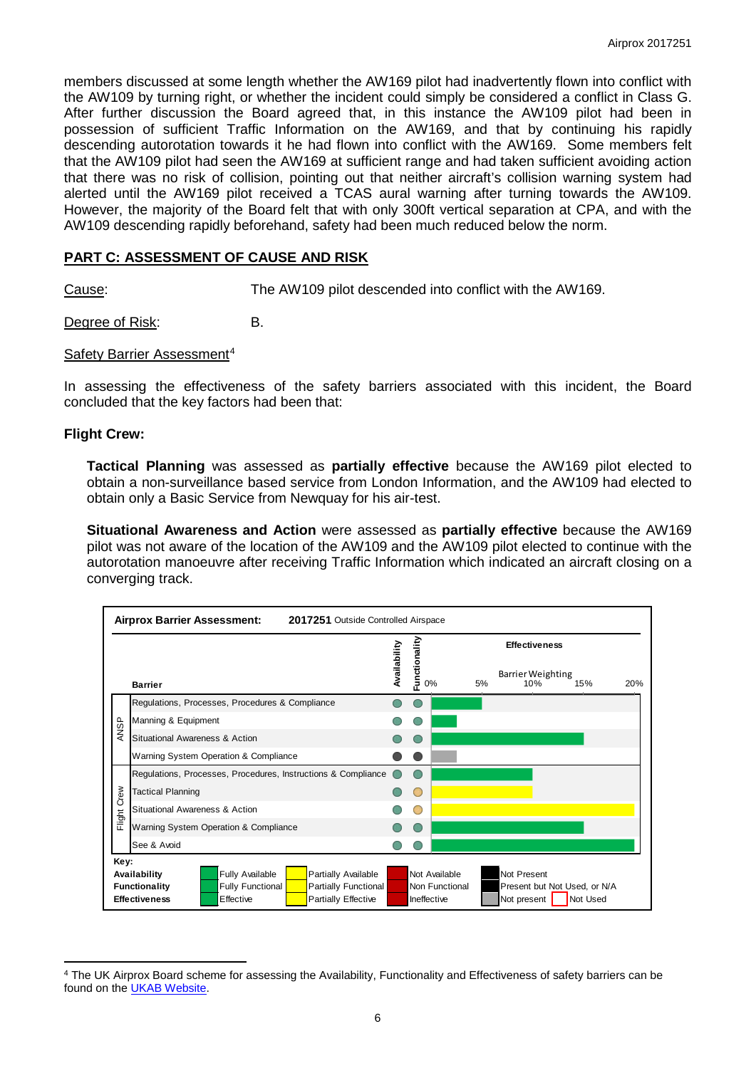members discussed at some length whether the AW169 pilot had inadvertently flown into conflict with the AW109 by turning right, or whether the incident could simply be considered a conflict in Class G. After further discussion the Board agreed that, in this instance the AW109 pilot had been in possession of sufficient Traffic Information on the AW169, and that by continuing his rapidly descending autorotation towards it he had flown into conflict with the AW169. Some members felt that the AW109 pilot had seen the AW169 at sufficient range and had taken sufficient avoiding action that there was no risk of collision, pointing out that neither aircraft's collision warning system had alerted until the AW169 pilot received a TCAS aural warning after turning towards the AW109. However, the majority of the Board felt that with only 300ft vertical separation at CPA, and with the AW109 descending rapidly beforehand, safety had been much reduced below the norm.

## PART C: ASSESSMENT OF CAUSE AND RISK

Cause: The AW109 pilot descended into conflict with the AW169.

Degree of Risk: B.

Safety Barrier Assessment[4]

In assessing the effectiveness of the safety barriers associated with this incident, the Board concluded that the key factors had been that:

**Flight Crew:**

**Tactical Planning** was assessed as **partially effective** because the AW169 pilot elected to obtain a non-surveillance based service from London Information, and the AW109 had elected to obtain only a Basic Service from Newquay for his air-test.

**Situational Awareness and Action** were assessed as **partially effective** because the AW169 pilot was not aware of the location of the AW109 and the AW109 pilot elected to continue with the autorotation manoeuvre after receiving Traffic Information which indicated an aircraft closing on a converging track.

**Airprox Barrier Assessment:** **2017251** Outside Controlled Airspace

Barrier
Availability
Functionality
Effectiveness
Barrier Weighting
0%
5%
10%
15%
20%

ANSP
Regulations, Processes, Procedures & Compliance
Manning & Equipment
Situational Awareness & Action
Warning System Operation & Compliance

Flight Crew
Regulations, Processes, Procedures, Instructions & Compliance
Tactical Planning
Situational Awareness & Action
Warning System Operation & Compliance
See & Avoid

Key:
Availability: Fully Available, Partially Available, Not Available, Not Present
Functionality: Fully Functional, Partially Functional, Non Functional, Present but Not Used, or N/A
Effectiveness: Effective, Partially Effective, Ineffective, Not present, Not Used

[4] The UK Airprox Board scheme for assessing the Availability, Functionality and Effectiveness of safety barriers can be found on the UKAB Website.